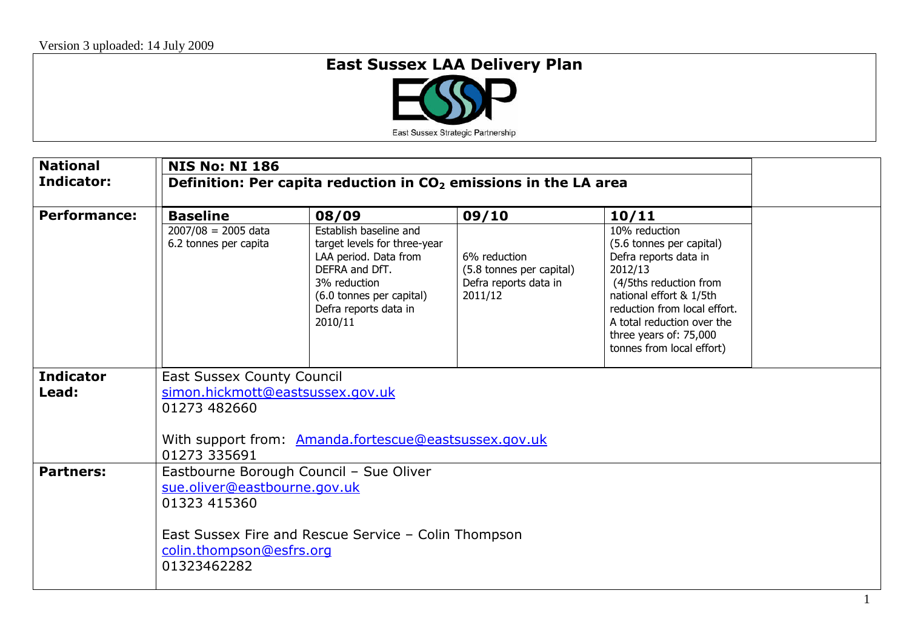Version 3 uploaded: 14 July 2009

# East Sussex LAA Delivery Plan

East Sussex Strategic Partnership

| | | | | |
|---|---|---|---|---|
| **National Indicator:** | **NIS No: NI 186** | | | |
| | **Definition: Per capita reduction in $CO_2$ emissions in the LA area** | | | |
| **Performance:** | **Baseline** | **08/09** | **09/10** | **10/11** |
| | 2007/08 = 2005 data<br>6.2 tonnes per capita | Establish baseline and target levels for three-year LAA period. Data from DEFRA and DfT.<br>3% reduction<br>(6.0 tonnes per capital)<br>Defra reports data in 2010/11 | 6% reduction<br>(5.8 tonnes per capital)<br>Defra reports data in 2011/12 | 10% reduction<br>(5.6 tonnes per capital)<br>Defra reports data in 2012/13<br>(4/5ths reduction from national effort & 1/5th reduction from local effort. A total reduction over the three years of: 75,000 tonnes from local effort) |
| **Indicator Lead:** | East Sussex County Council<br>simon.hickmott@eastsussex.gov.uk<br>01273 482660<br><br>With support from: Amanda.fortescue@eastsussex.gov.uk<br>01273 335691 | | | |
| **Partners:** | Eastbourne Borough Council – Sue Oliver<br>sue.oliver@eastbourne.gov.uk<br>01323 415360<br><br>East Sussex Fire and Rescue Service – Colin Thompson<br>colin.thompson@esfrs.org<br>01323462282 | | | |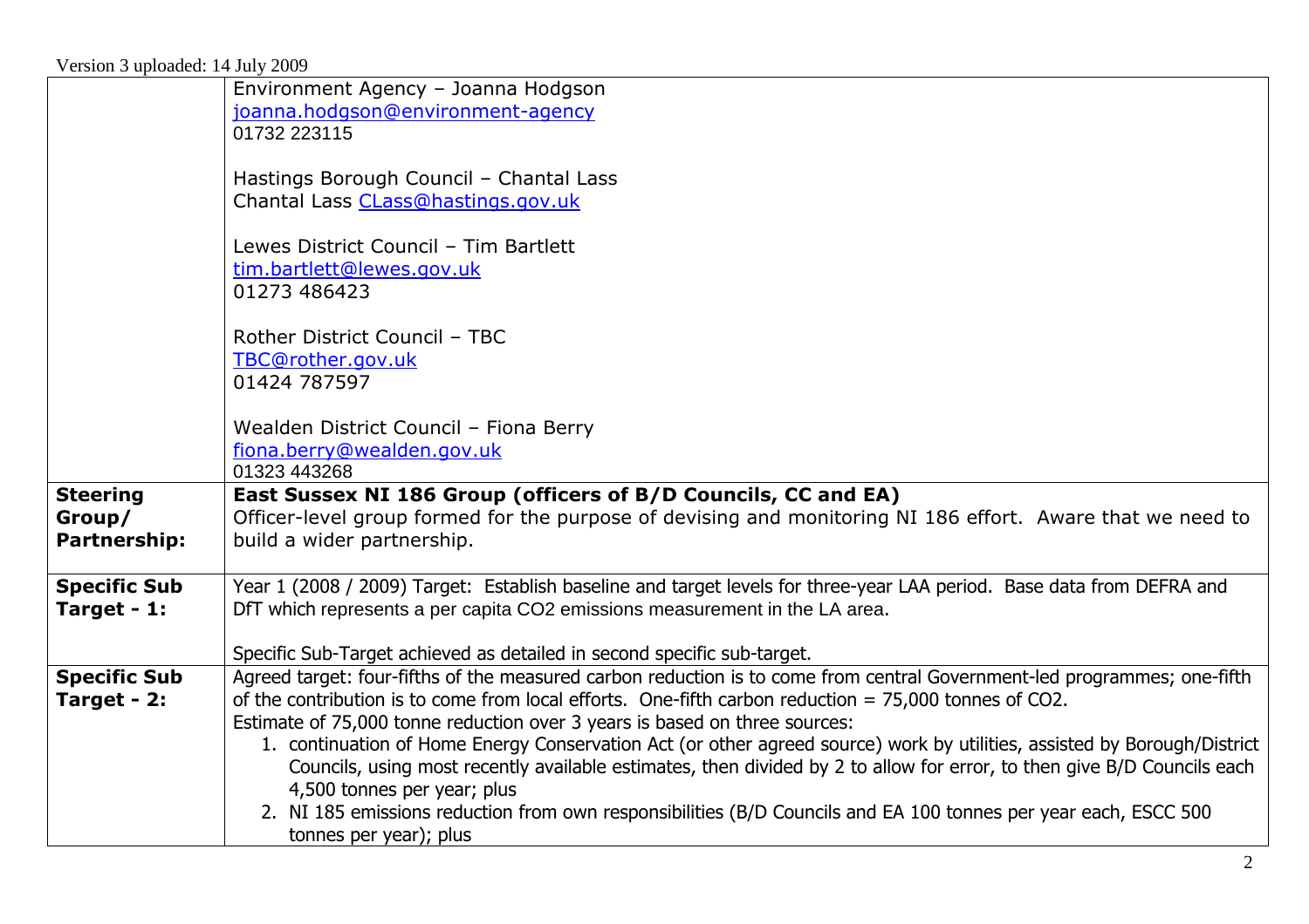Version 3 uploaded: 14 July 2009

| | |
|---|---|
| | Environment Agency – Joanna Hodgson<br>joanna.hodgson@environment-agency<br>01732 223115<br><br>Hastings Borough Council – Chantal Lass<br>Chantal Lass CLass@hastings.gov.uk<br><br>Lewes District Council – Tim Bartlett<br>tim.bartlett@lewes.gov.uk<br>01273 486423<br><br>Rother District Council – TBC<br>TBC@rother.gov.uk<br>01424 787597<br><br>Wealden District Council – Fiona Berry<br>fiona.berry@wealden.gov.uk<br>01323 443268 |
| **Steering Group/ Partnership:** | **East Sussex NI 186 Group (officers of B/D Councils, CC and EA)**<br>Officer-level group formed for the purpose of devising and monitoring NI 186 effort. Aware that we need to build a wider partnership. |
| **Specific Sub Target - 1:** | Year 1 (2008 / 2009) Target: Establish baseline and target levels for three-year LAA period. Base data from DEFRA and DfT which represents a per capita $CO_2$ emissions measurement in the LA area.<br><br>Specific Sub-Target achieved as detailed in second specific sub-target. |
| **Specific Sub Target - 2:** | Agreed target: four-fifths of the measured carbon reduction is to come from central Government-led programmes; one-fifth of the contribution is to come from local efforts. One-fifth carbon reduction = 75,000 tonnes of $CO_2$.<br>Estimate of 75,000 tonne reduction over 3 years is based on three sources:<br>1. continuation of Home Energy Conservation Act (or other agreed source) work by utilities, assisted by Borough/District Councils, using most recently available estimates, then divided by 2 to allow for error, to then give B/D Councils each 4,500 tonnes per year; plus<br>2. NI 185 emissions reduction from own responsibilities (B/D Councils and EA 100 tonnes per year each, ESCC 500 tonnes per year); plus |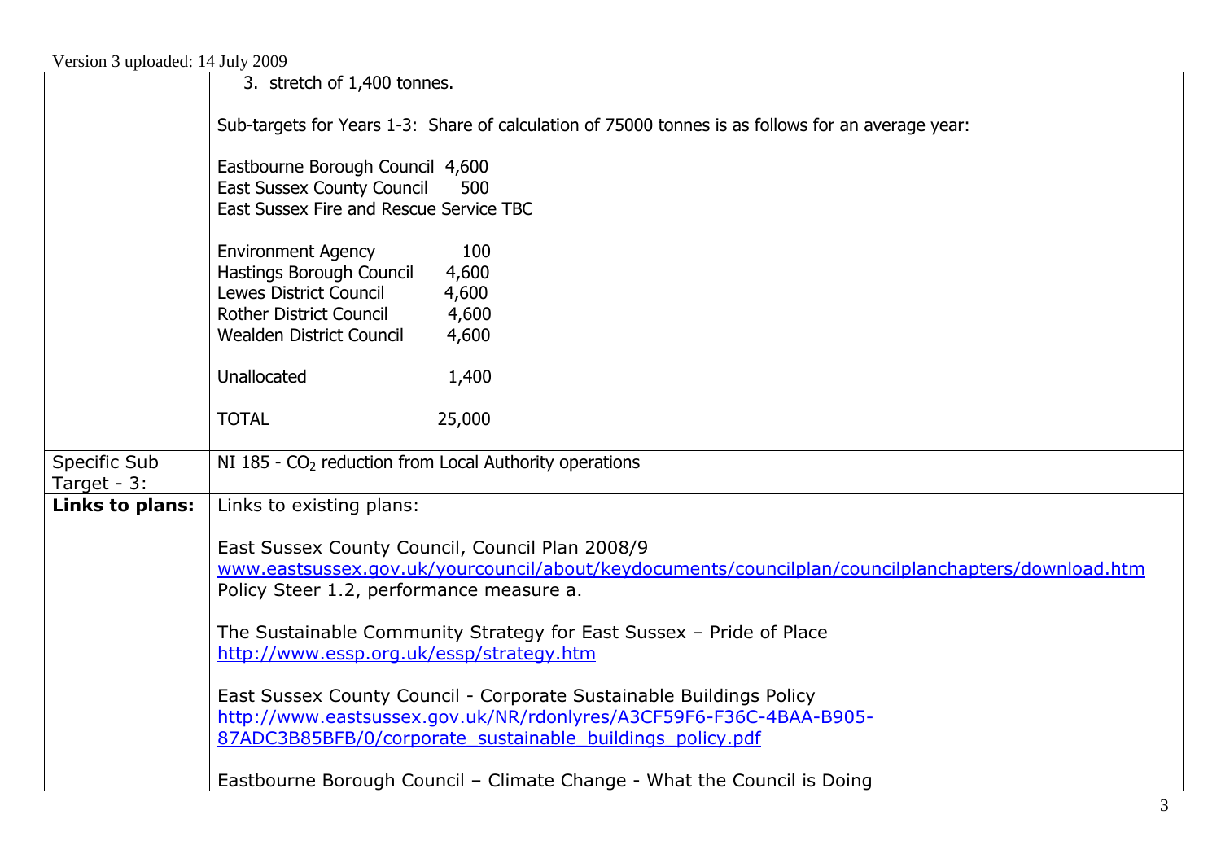Version 3 uploaded: 14 July 2009

| | |
|---|---|
| | 3. stretch of 1,400 tonnes.<br><br>Sub-targets for Years 1-3: Share of calculation of 75000 tonnes is as follows for an average year:<br><br>Eastbourne Borough Council 4,600<br>East Sussex County Council 500<br>East Sussex Fire and Rescue Service TBC<br><br>Environment Agency 100<br>Hastings Borough Council 4,600<br>Lewes District Council 4,600<br>Rother District Council 4,600<br>Wealden District Council 4,600<br><br>Unallocated 1,400<br><br>TOTAL 25,000 |
| Specific Sub Target - 3: | NI 185 - $CO_2$ reduction from Local Authority operations |
| **Links to plans:** | Links to existing plans:<br><br>East Sussex County Council, Council Plan 2008/9<br>[www.eastsussex.gov.uk/yourcouncil/about/keydocuments/councilplan/councilplanchapters/download.htm](www.eastsussex.gov.uk/yourcouncil/about/keydocuments/councilplan/councilplanchapters/download.htm)<br>Policy Steer 1.2, performance measure a.<br><br>The Sustainable Community Strategy for East Sussex – Pride of Place<br>[http://www.essp.org.uk/essp/strategy.htm](http://www.essp.org.uk/essp/strategy.htm)<br><br>East Sussex County Council - Corporate Sustainable Buildings Policy<br>[http://www.eastsussex.gov.uk/NR/rdonlyres/A3CF59F6-F36C-4BAA-B905-87ADC3B85BFB/0/corporate_sustainable_buildings_policy.pdf](http://www.eastsussex.gov.uk/NR/rdonlyres/A3CF59F6-F36C-4BAA-B905-87ADC3B85BFB/0/corporate_sustainable_buildings_policy.pdf)<br><br>Eastbourne Borough Council – Climate Change - What the Council is Doing |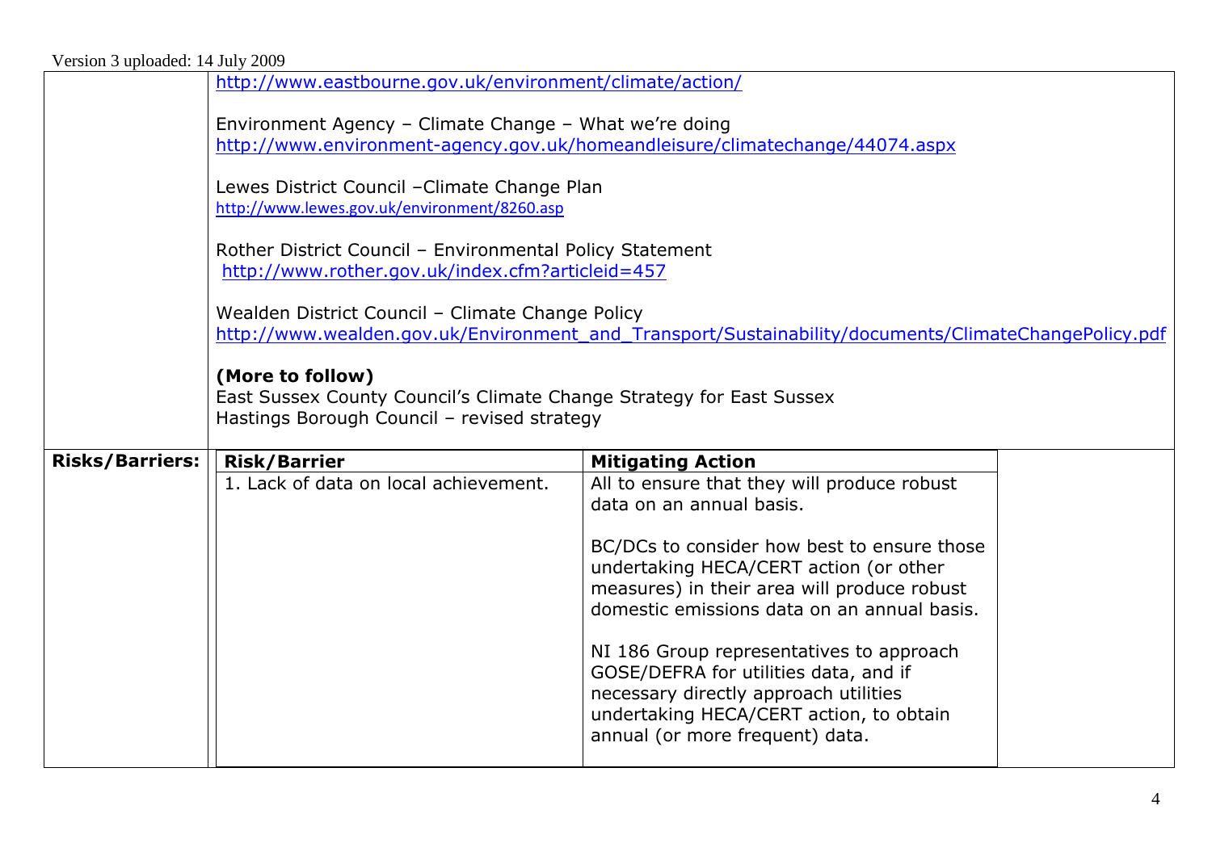http://www.eastbourne.gov.uk/environment/climate/action/

Environment Agency – Climate Change – What we're doing
http://www.environment-agency.gov.uk/homeandleisure/climatechange/44074.aspx

Lewes District Council –Climate Change Plan
http://www.lewes.gov.uk/environment/8260.asp

Rother District Council – Environmental Policy Statement
http://www.rother.gov.uk/index.cfm?articleid=457

Wealden District Council – Climate Change Policy
http://www.wealden.gov.uk/Environment_and_Transport/Sustainability/documents/ClimateChangePolicy.pdf

**(More to follow)**
East Sussex County Council's Climate Change Strategy for East Sussex
Hastings Borough Council – revised strategy

**Risks/Barriers:**

| Risk/Barrier | Mitigating Action |
|---|---|
| 1. Lack of data on local achievement. | All to ensure that they will produce robust data on an annual basis.<br><br>BC/DCs to consider how best to ensure those undertaking HECA/CERT action (or other measures) in their area will produce robust domestic emissions data on an annual basis.<br><br>NI 186 Group representatives to approach GOSE/DEFRA for utilities data, and if necessary directly approach utilities undertaking HECA/CERT action, to obtain annual (or more frequent) data. |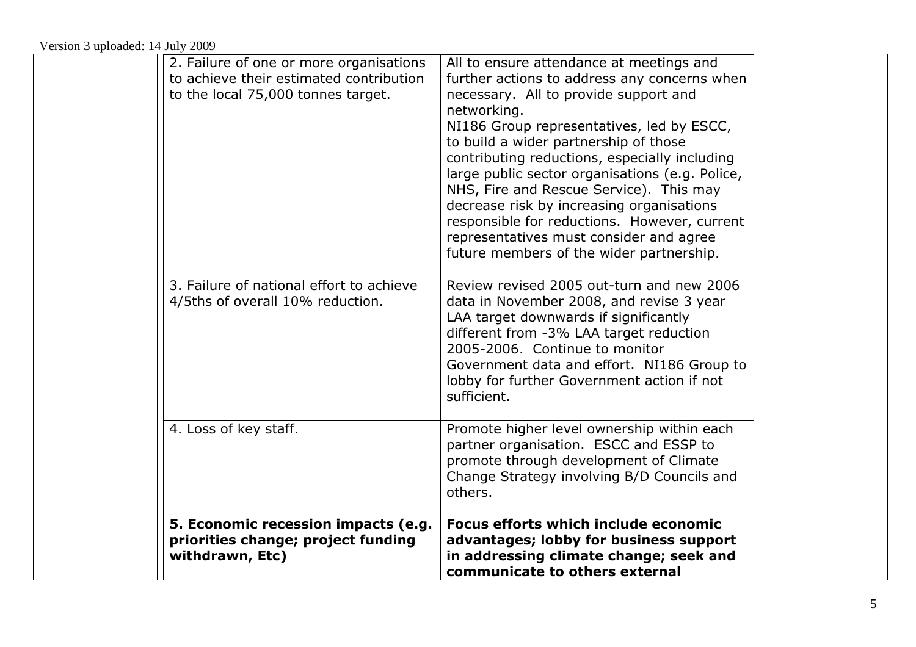Version 3 uploaded: 14 July 2009

| | | | |
|---|---|---|---|
| | 2. Failure of one or more organisations to achieve their estimated contribution to the local 75,000 tonnes target. | All to ensure attendance at meetings and further actions to address any concerns when necessary. All to provide support and networking.<br>NI186 Group representatives, led by ESCC, to build a wider partnership of those contributing reductions, especially including large public sector organisations (e.g. Police, NHS, Fire and Rescue Service). This may decrease risk by increasing organisations responsible for reductions. However, current representatives must consider and agree future members of the wider partnership. | |
| | 3. Failure of national effort to achieve 4/5ths of overall 10% reduction. | Review revised 2005 out-turn and new 2006 data in November 2008, and revise 3 year LAA target downwards if significantly different from -3% LAA target reduction 2005-2006. Continue to monitor Government data and effort. NI186 Group to lobby for further Government action if not sufficient. | |
| | 4. Loss of key staff. | Promote higher level ownership within each partner organisation. ESCC and ESSP to promote through development of Climate Change Strategy involving B/D Councils and others. | |
| | **5. Economic recession impacts (e.g. priorities change; project funding withdrawn, Etc)** | **Focus efforts which include economic advantages; lobby for business support in addressing climate change; seek and communicate to others external** | |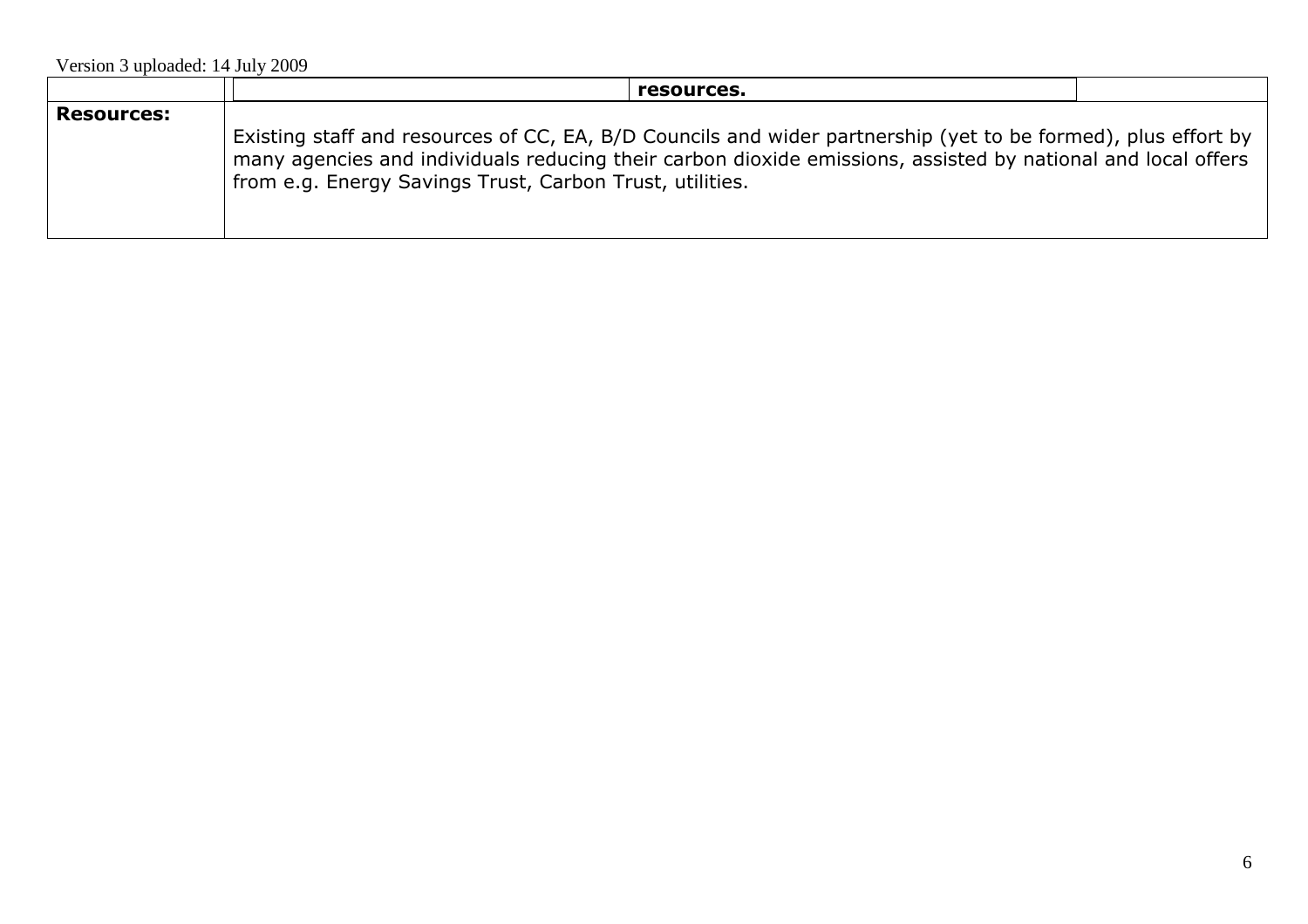Version 3 uploaded: 14 July 2009

| | | | |
|---|---|---|---|
| | | **resources.** | |
| **Resources:** | Existing staff and resources of CC, EA, B/D Councils and wider partnership (yet to be formed), plus effort by many agencies and individuals reducing their carbon dioxide emissions, assisted by national and local offers from e.g. Energy Savings Trust, Carbon Trust, utilities. | | |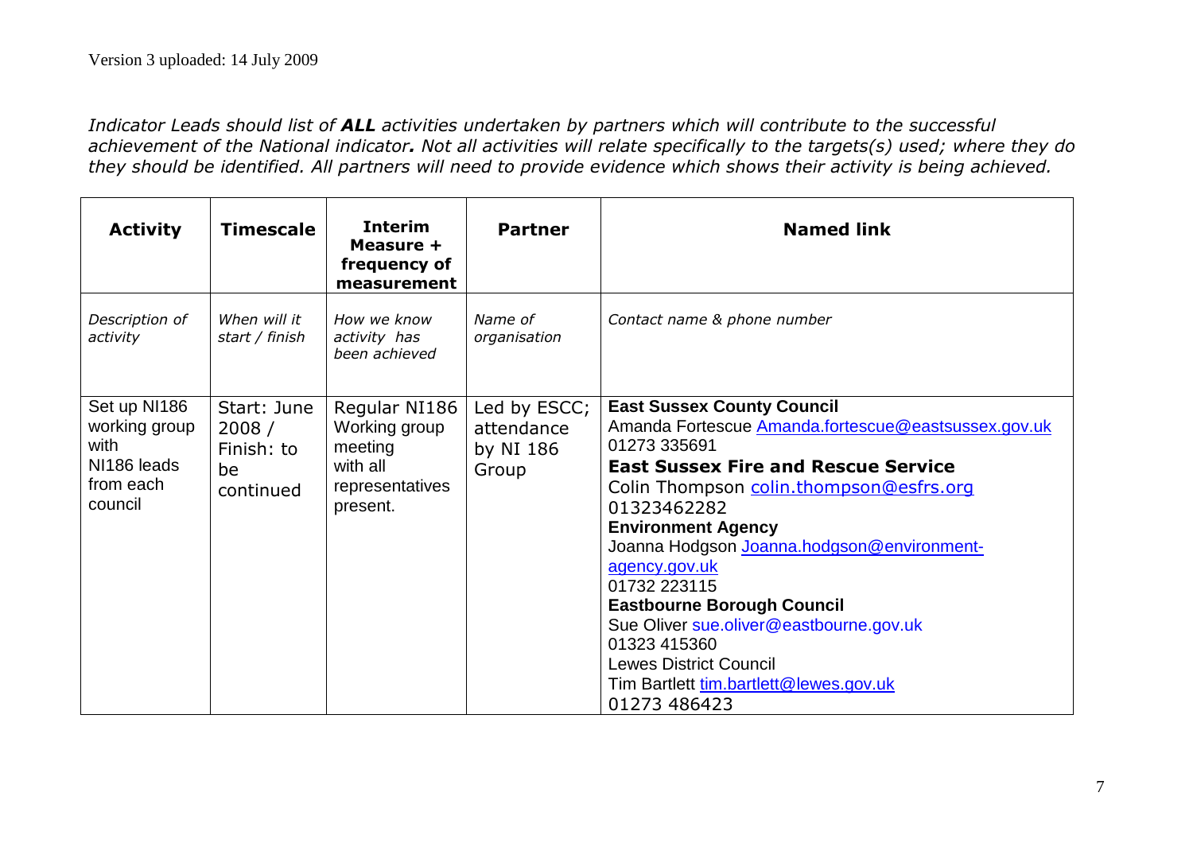Version 3 uploaded: 14 July 2009

*Indicator Leads should list of **ALL** activities undertaken by partners which will contribute to the successful achievement of the National indicator**.** Not all activities will relate specifically to the targets(s) used; where they do they should be identified. All partners will need to provide evidence which shows their activity is being achieved.*

| **Activity** | **Timescale** | **Interim Measure + frequency of measurement** | **Partner** | **Named link** |
|---|---|---|---|---|
| *Description of activity* | *When will it start / finish* | *How we know activity has been achieved* | *Name of organisation* | *Contact name & phone number* |
| Set up NI186 working group with NI186 leads from each council | Start: June 2008 / Finish: to be continued | Regular NI186 Working group meeting with all representatives present. | Led by ESCC; attendance by NI 186 Group | **East Sussex County Council**<br>Amanda Fortescue Amanda.fortescue@eastsussex.gov.uk<br>01273 335691<br>**East Sussex Fire and Rescue Service**<br>Colin Thompson colin.thompson@esfrs.org<br>01323462282<br>**Environment Agency**<br>Joanna Hodgson Joanna.hodgson@environment-agency.gov.uk<br>01732 223115<br>**Eastbourne Borough Council**<br>Sue Oliver sue.oliver@eastbourne.gov.uk<br>01323 415360<br>Lewes District Council<br>Tim Bartlett tim.bartlett@lewes.gov.uk<br>01273 486423 |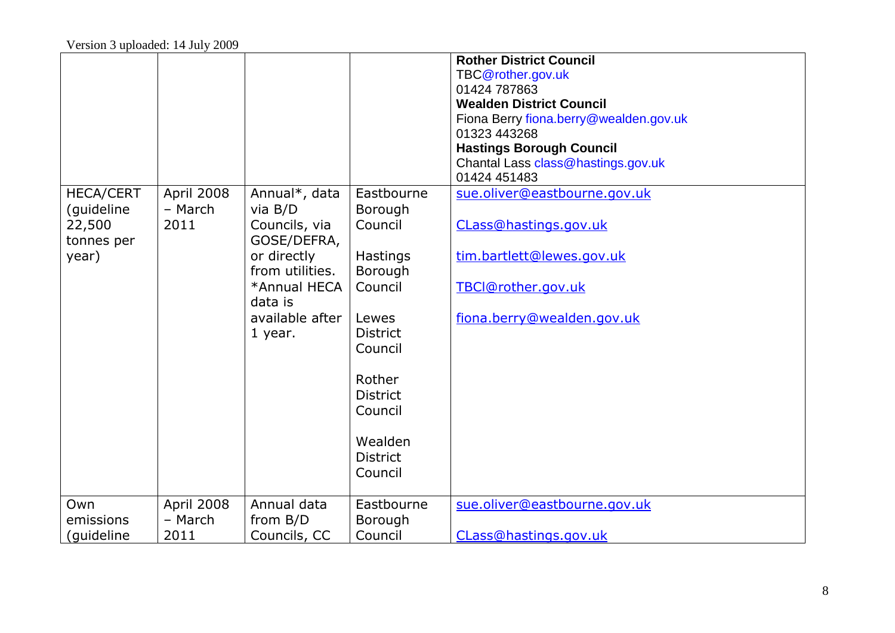Version 3 uploaded: 14 July 2009

| | | | | |
|---|---|---|---|---|
| | | | | **Rother District Council**<br>TBC@rother.gov.uk<br>01424 787863<br>**Wealden District Council**<br>Fiona Berry fiona.berry@wealden.gov.uk<br>01323 443268<br>**Hastings Borough Council**<br>Chantal Lass class@hastings.gov.uk<br>01424 451483 |
| HECA/CERT (guideline 22,500 tonnes per year) | April 2008 – March 2011 | Annual*, data via B/D Councils, via GOSE/DEFRA, or directly from utilities. *Annual HECA data is available after 1 year. | Eastbourne Borough Council<br><br>Hastings Borough Council<br><br>Lewes District Council<br><br>Rother District Council<br><br>Wealden District Council | sue.oliver@eastbourne.gov.uk<br><br>CLass@hastings.gov.uk<br><br>tim.bartlett@lewes.gov.uk<br><br>TBCl@rother.gov.uk<br><br>fiona.berry@wealden.gov.uk |
| Own emissions (guideline | April 2008 – March 2011 | Annual data from B/D Councils, CC | Eastbourne Borough Council | sue.oliver@eastbourne.gov.uk<br><br>CLass@hastings.gov.uk |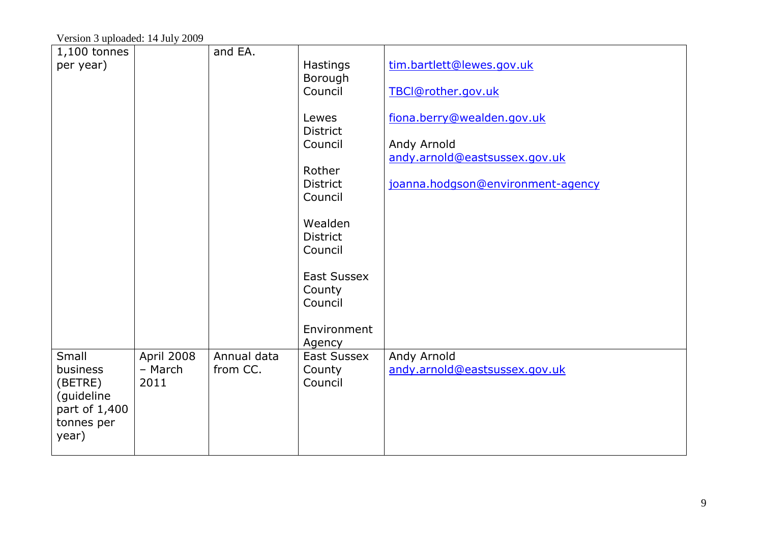Version 3 uploaded: 14 July 2009

| | | | | |
|---|---|---|---|---|
| 1,100 tonnes per year) | | and EA. | Hastings Borough Council<br><br>Lewes District Council<br><br>Rother District Council<br><br>Wealden District Council<br><br>East Sussex County Council<br><br>Environment Agency | tim.bartlett@lewes.gov.uk<br><br>TBCI@rother.gov.uk<br><br>fiona.berry@wealden.gov.uk<br><br>Andy Arnold andy.arnold@eastsussex.gov.uk<br><br>joanna.hodgson@environment-agency |
| Small business (BETRE) (guideline part of 1,400 tonnes per year) | April 2008 – March 2011 | Annual data from CC. | East Sussex County Council | Andy Arnold andy.arnold@eastsussex.gov.uk |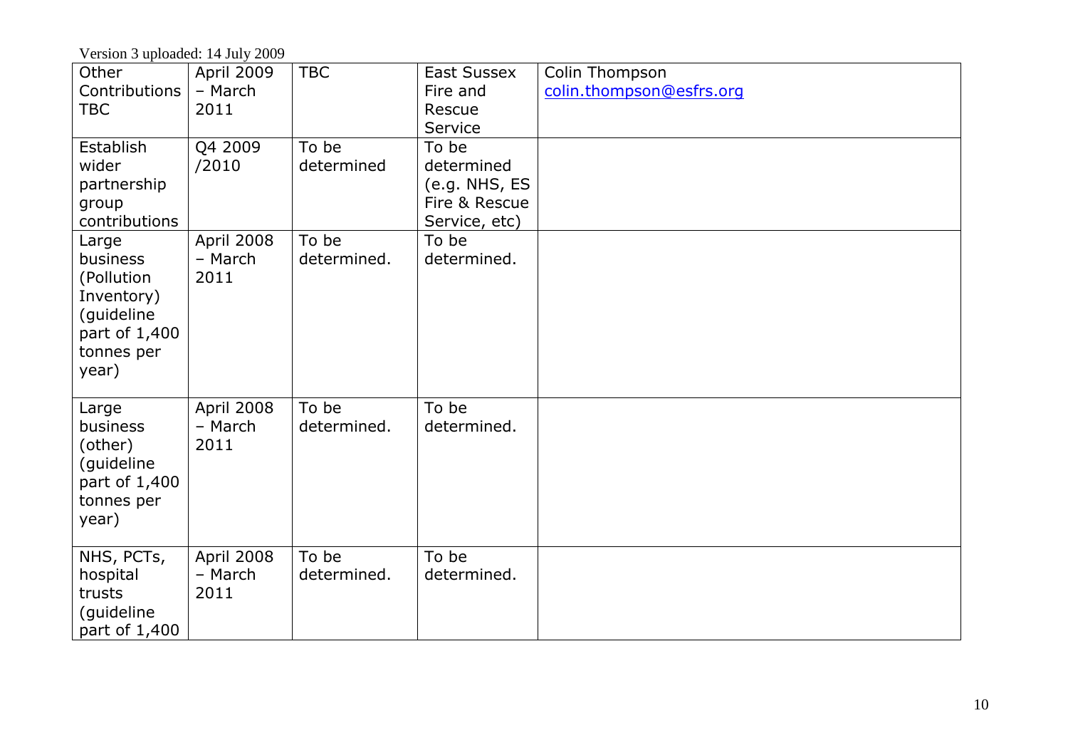Version 3 uploaded: 14 July 2009

| | | | | |
|---|---|---|---|---|
| Other Contributions TBC | April 2009 – March 2011 | TBC | East Sussex Fire and Rescue Service | Colin Thompson colin.thompson@esfrs.org |
| Establish wider partnership group contributions | Q4 2009 /2010 | To be determined | To be determined (e.g. NHS, ES Fire & Rescue Service, etc) | |
| Large business (Pollution Inventory) (guideline part of 1,400 tonnes per year) | April 2008 – March 2011 | To be determined. | To be determined. | |
| Large business (other) (guideline part of 1,400 tonnes per year) | April 2008 – March 2011 | To be determined. | To be determined. | |
| NHS, PCTs, hospital trusts (guideline part of 1,400 | April 2008 – March 2011 | To be determined. | To be determined. | |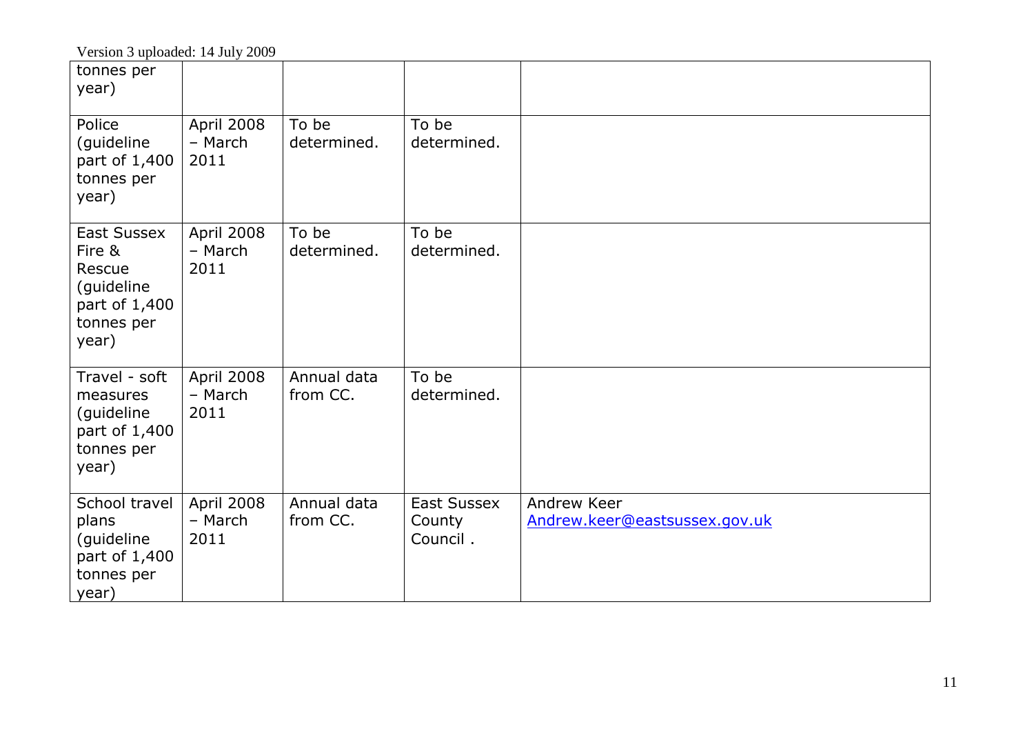| | | | | |
|---|---|---|---|---|
| tonnes per year) | | | | |
| Police (guideline part of 1,400 tonnes per year) | April 2008 – March 2011 | To be determined. | To be determined. | |
| East Sussex Fire & Rescue (guideline part of 1,400 tonnes per year) | April 2008 – March 2011 | To be determined. | To be determined. | |
| Travel - soft measures (guideline part of 1,400 tonnes per year) | April 2008 – March 2011 | Annual data from CC. | To be determined. | |
| School travel plans (guideline part of 1,400 tonnes per year) | April 2008 – March 2011 | Annual data from CC. | East Sussex County Council . | Andrew Keer Andrew.keer@eastsussex.gov.uk |